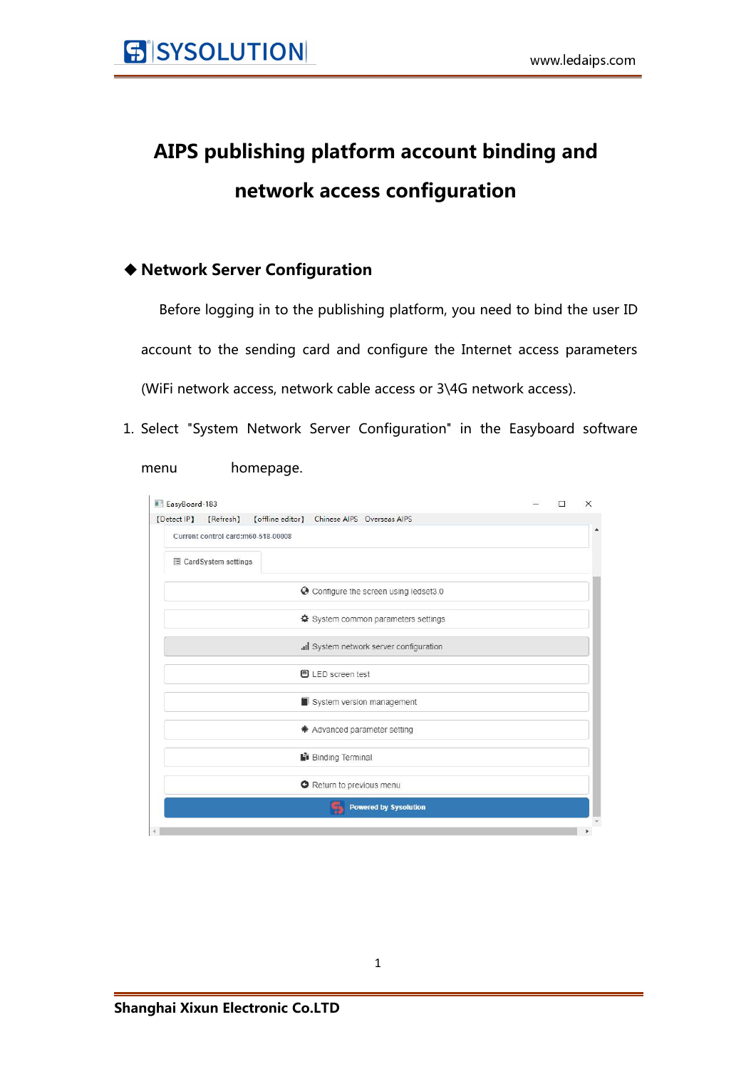# AIPS publishing platform account binding and network access configuration

## ◆ Network Server Configuration

Before logging in to the publishing platform, you need to bind the user ID account to the sending card and configure the Internet access parameters (WiFi network access, network cable access or 3\4G network access).

1. Select "System Network Server Configuration" in the Easyboard software menu homepage.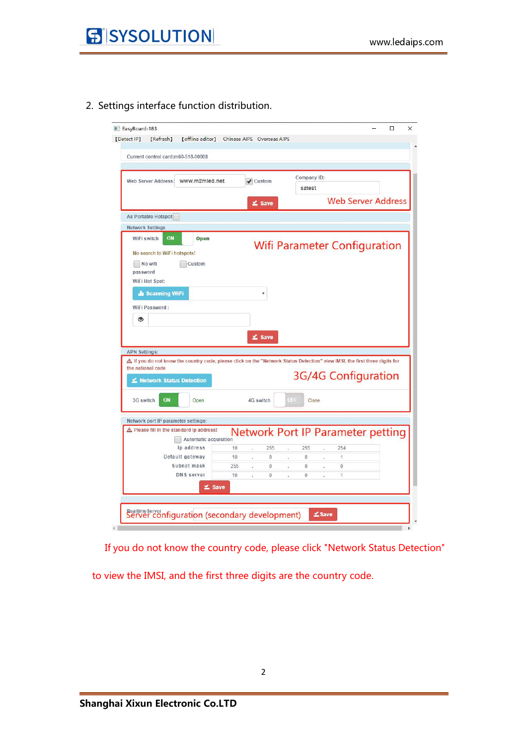2. Settings interface function distribution.

EasyBoard-183

[Detect IP] [Refresh] [offline editor] Chinese AIPS Overseas AIPS

Current control card:m60-518-00008

Web Server Address: www.m2mled.net ☑ Custom Company ID: sztest

Save

Web Server Address

As Portable Hotspot

Network Settings

WiFi switch ON Open

Wifi Parameter Configuration

No search to WiFi hotspots!

No wifi password Custom

WiFi Hot Spot:

Scanning WiFi

WiFi Password :

Save

APN Settings:

If you do not know the country code, please click on the "Network Status Detection" view IMSI, the first three digits for the national code

Network Status Detection

3G/4G Configuration

3G switch ON Open 4G switch OFF Close

Network port IP parameter settings:

Please fill in the standard ip address!

Network Port IP Parameter petting

Automatic acquisition

| | | | | |
|---|---|---|---|---|
| Ip address | 10 | 255 | 255 | 254 |
| Default gateway | 10 | 0 | 0 | 1 |
| Subnet mask | 255 | 0 | 0 | 0 |
| DNS server | 10 | 0 | 0 | 1 |

Save

Realtime Server

Server configuration (secondary development) Save

If you do not know the country code, please click "Network Status Detection" to view the IMSI, and the first three digits are the country code.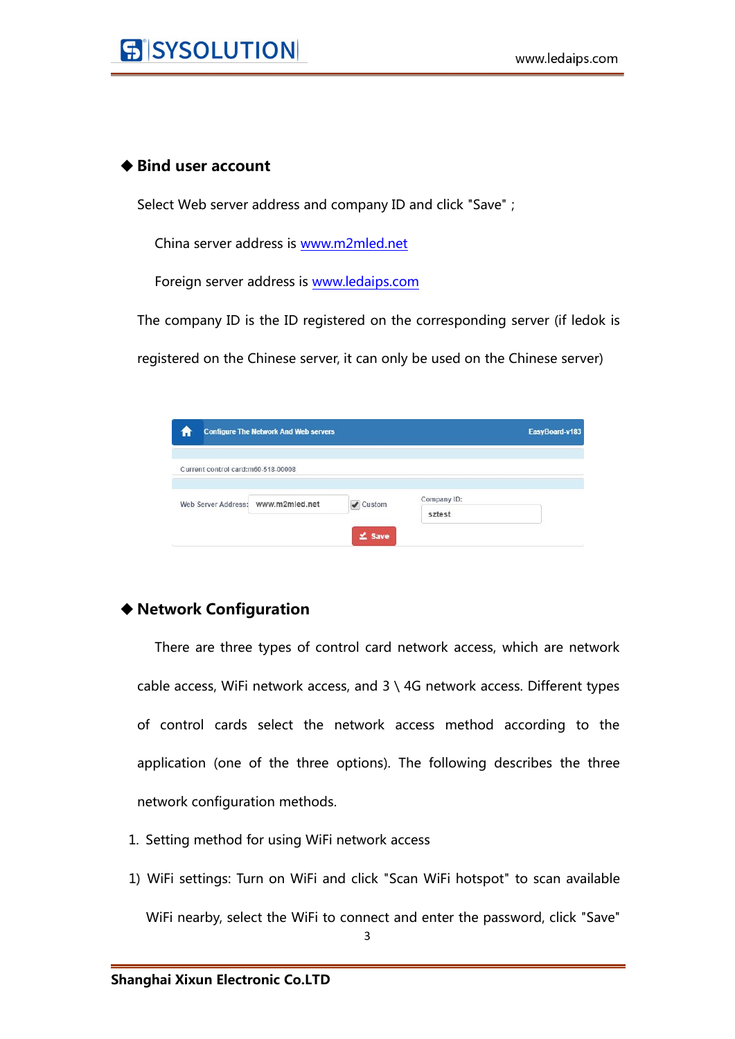## ◆ Bind user account

Select Web server address and company ID and click "Save" ;

China server address is www.m2mled.net

Foreign server address is www.ledaips.com

The company ID is the ID registered on the corresponding server (if ledok is registered on the Chinese server, it can only be used on the Chinese server)

## ◆ Network Configuration

There are three types of control card network access, which are network cable access, WiFi network access, and 3 \ 4G network access. Different types of control cards select the network access method according to the application (one of the three options). The following describes the three network configuration methods.

1. Setting method for using WiFi network access

1) WiFi settings: Turn on WiFi and click "Scan WiFi hotspot" to scan available WiFi nearby, select the WiFi to connect and enter the password, click "Save"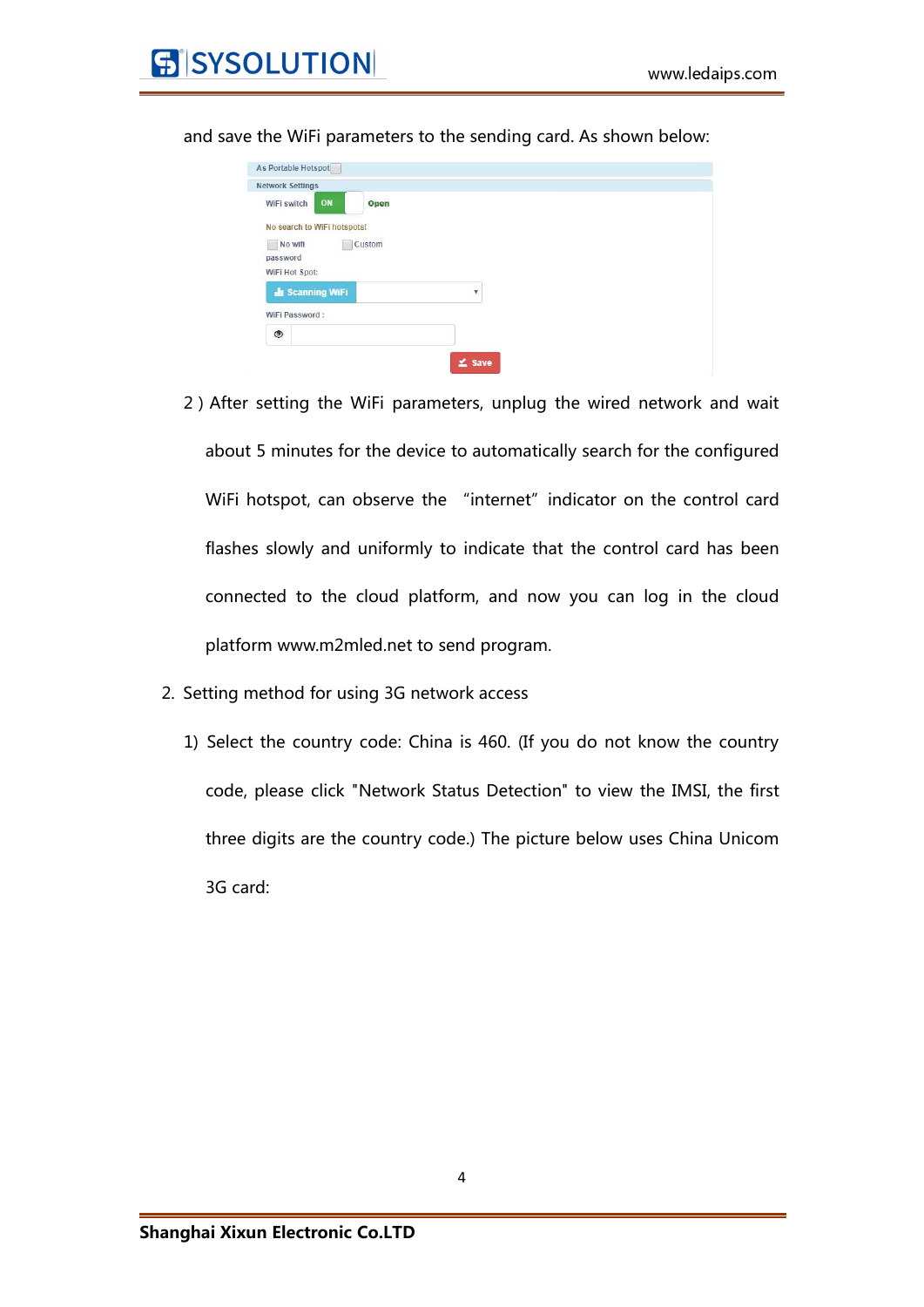and save the WiFi parameters to the sending card. As shown below:

As Portable Hotspot

Network Settings

WiFi switch ON Open

No search to WiFi hotspots!

No wifi password　Custom

WiFi Hot Spot:

Scanning WiFi

WiFi Password :

Save

2 ) After setting the WiFi parameters, unplug the wired network and wait about 5 minutes for the device to automatically search for the configured WiFi hotspot, can observe the “internet” indicator on the control card flashes slowly and uniformly to indicate that the control card has been connected to the cloud platform, and now you can log in the cloud platform www.m2mled.net to send program.

2. Setting method for using 3G network access

   1) Select the country code: China is 460. (If you do not know the country code, please click "Network Status Detection" to view the IMSI, the first three digits are the country code.) The picture below uses China Unicom 3G card: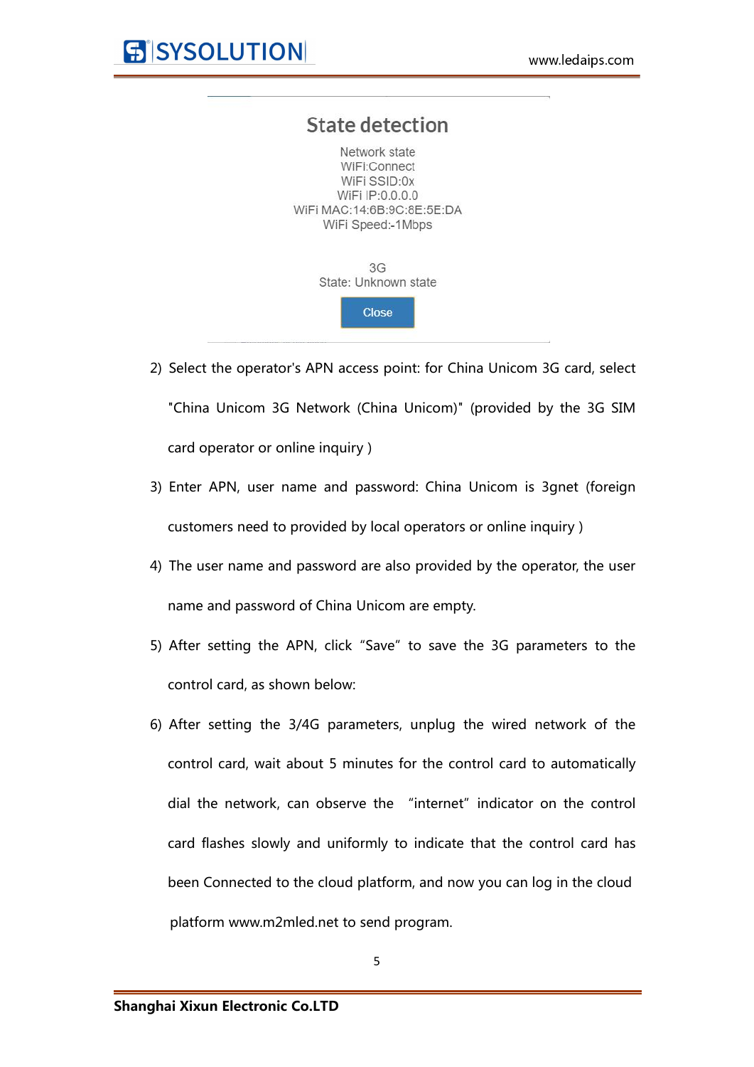## State detection

Network state
WIFI:Connect
WiFi SSID:0x
WiFi IP:0.0.0.0
WiFi MAC:14:6B:9C:8E:5E:DA
WiFi Speed:-1Mbps

3G
State: Unknown state

Close

2) Select the operator's APN access point: for China Unicom 3G card, select "China Unicom 3G Network (China Unicom)" (provided by the 3G SIM card operator or online inquiry )

3) Enter APN, user name and password: China Unicom is 3gnet (foreign customers need to provided by local operators or online inquiry )

4) The user name and password are also provided by the operator, the user name and password of China Unicom are empty.

5) After setting the APN, click “Save” to save the 3G parameters to the control card, as shown below:

6) After setting the 3/4G parameters, unplug the wired network of the control card, wait about 5 minutes for the control card to automatically dial the network, can observe the “internet” indicator on the control card flashes slowly and uniformly to indicate that the control card has been Connected to the cloud platform, and now you can log in the cloud platform www.m2mled.net to send program.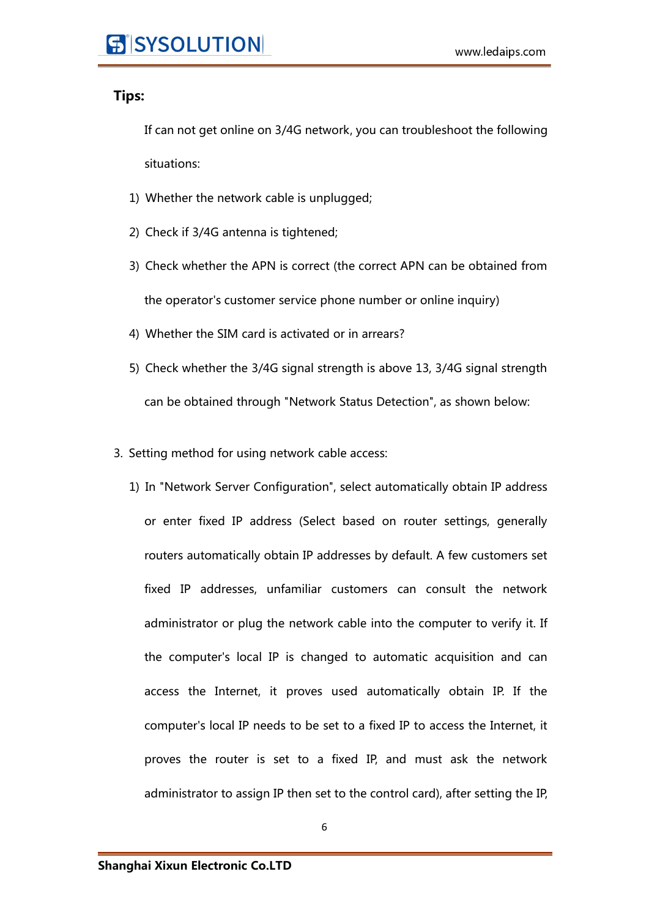**Tips:**

If can not get online on 3/4G network, you can troubleshoot the following situations:

1) Whether the network cable is unplugged;
2) Check if 3/4G antenna is tightened;
3) Check whether the APN is correct (the correct APN can be obtained from the operator's customer service phone number or online inquiry)
4) Whether the SIM card is activated or in arrears?
5) Check whether the 3/4G signal strength is above 13, 3/4G signal strength can be obtained through "Network Status Detection", as shown below:

3. Setting method for using network cable access:

   1) In "Network Server Configuration", select automatically obtain IP address or enter fixed IP address (Select based on router settings, generally routers automatically obtain IP addresses by default. A few customers set fixed IP addresses, unfamiliar customers can consult the network administrator or plug the network cable into the computer to verify it. If the computer's local IP is changed to automatic acquisition and can access the Internet, it proves used automatically obtain IP. If the computer's local IP needs to be set to a fixed IP to access the Internet, it proves the router is set to a fixed IP, and must ask the network administrator to assign IP then set to the control card), after setting the IP,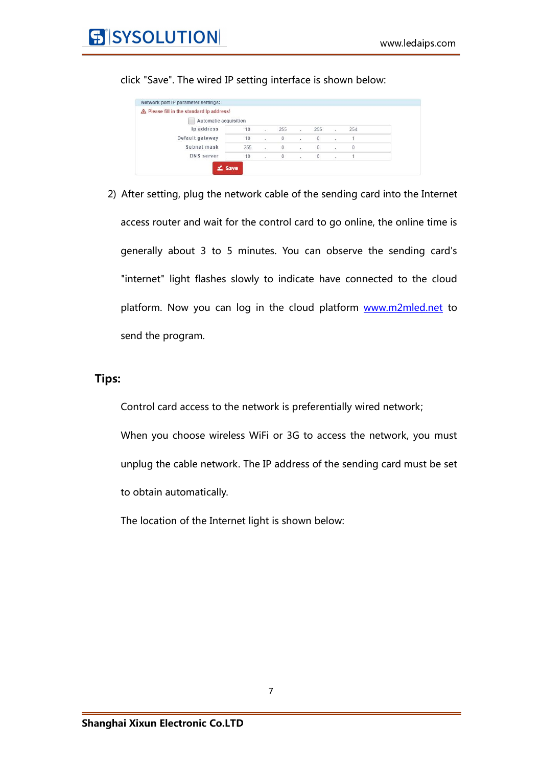click "Save". The wired IP setting interface is shown below:

Network port IP parameter settings:

⚠ Please fill in the standard Ip address!

☐ Automatic acquisition

| | | | | |
|---|---|---|---|---|
| Ip address | 10 | 255 | 255 | 254 |
| Default gateway | 10 | 0 | 0 | 1 |
| Subnet mask | 255 | 0 | 0 | 0 |
| DNS server | 10 | 0 | 0 | 1 |

Save

2) After setting, plug the network cable of the sending card into the Internet access router and wait for the control card to go online, the online time is generally about 3 to 5 minutes. You can observe the sending card's "internet" light flashes slowly to indicate have connected to the cloud platform. Now you can log in the cloud platform [www.m2mled.net](http://www.m2mled.net) to send the program.

**Tips:**

Control card access to the network is preferentially wired network;

When you choose wireless WiFi or 3G to access the network, you must unplug the cable network. The IP address of the sending card must be set to obtain automatically.

The location of the Internet light is shown below: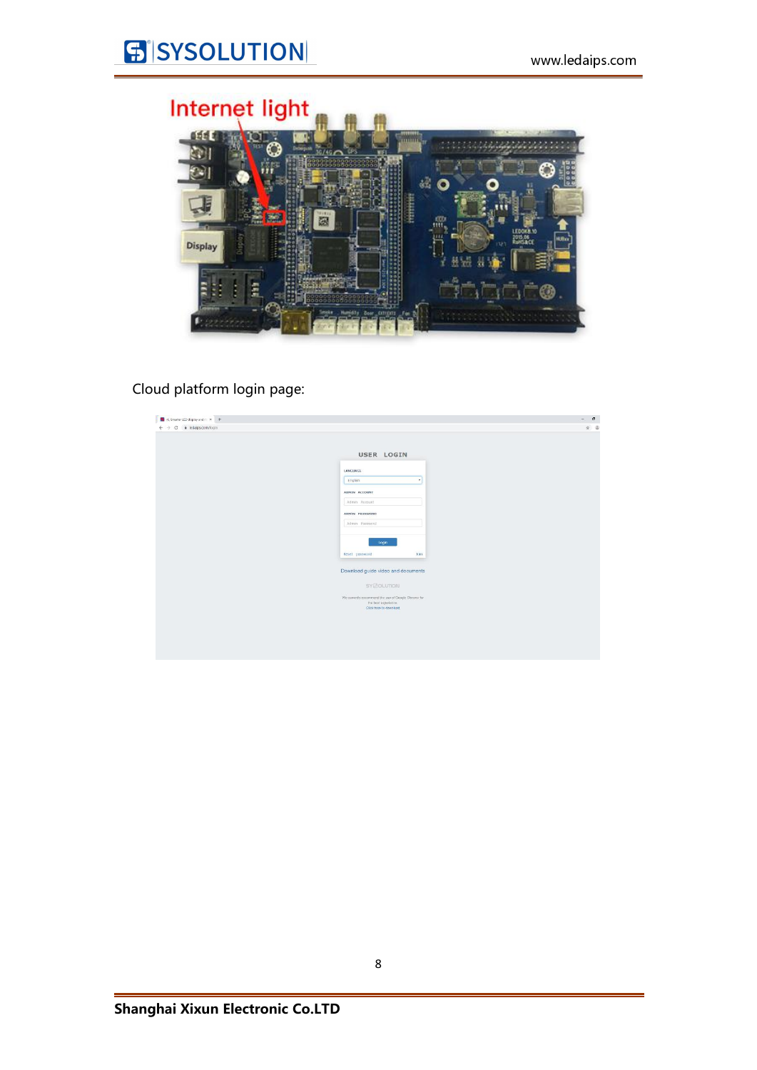Cloud platform login page: